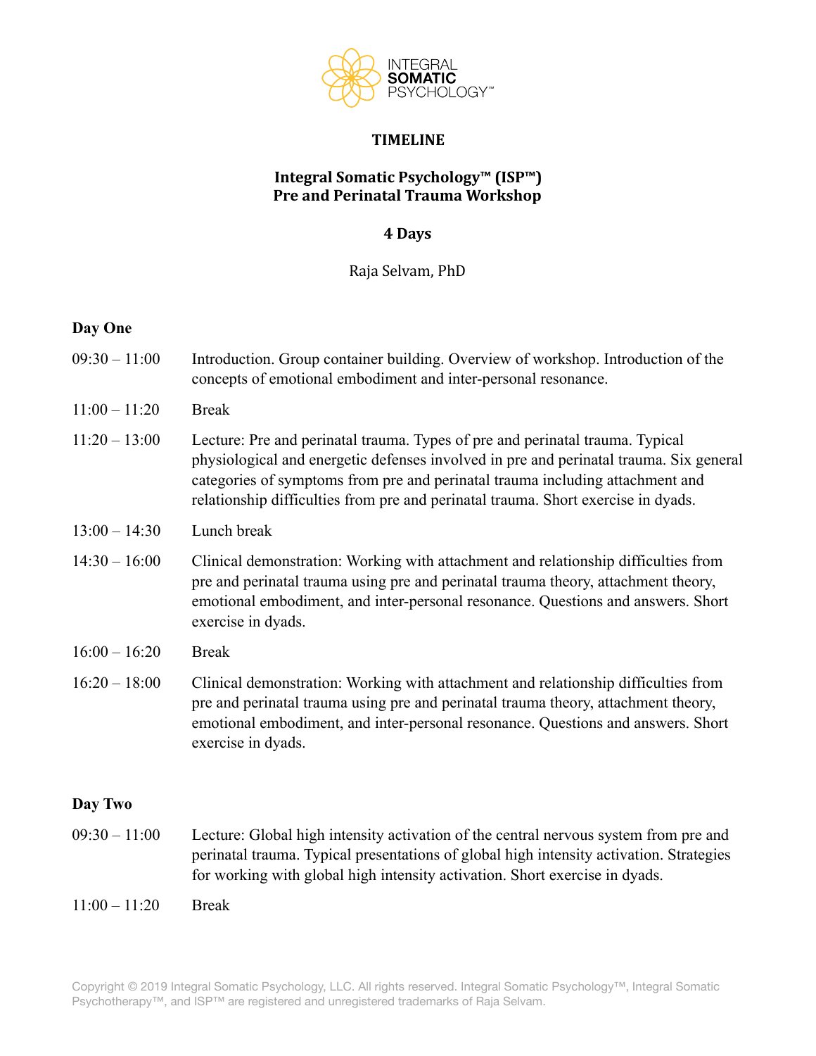INTEGRAL **SOMATIC** PSYCHOLOGY™

# TIMELINE

## Integral Somatic Psychology™ (ISP™)
## Pre and Perinatal Trauma Workshop

### 4 Days

Raja Selvam, PhD

**Day One**

| | |
|---|---|
| 09:30 – 11:00 | Introduction. Group container building. Overview of workshop. Introduction of the concepts of emotional embodiment and inter-personal resonance. |
| 11:00 – 11:20 | Break |
| 11:20 – 13:00 | Lecture: Pre and perinatal trauma. Types of pre and perinatal trauma. Typical physiological and energetic defenses involved in pre and perinatal trauma. Six general categories of symptoms from pre and perinatal trauma including attachment and relationship difficulties from pre and perinatal trauma. Short exercise in dyads. |
| 13:00 – 14:30 | Lunch break |
| 14:30 – 16:00 | Clinical demonstration: Working with attachment and relationship difficulties from pre and perinatal trauma using pre and perinatal trauma theory, attachment theory, emotional embodiment, and inter-personal resonance. Questions and answers. Short exercise in dyads. |
| 16:00 – 16:20 | Break |
| 16:20 – 18:00 | Clinical demonstration: Working with attachment and relationship difficulties from pre and perinatal trauma using pre and perinatal trauma theory, attachment theory, emotional embodiment, and inter-personal resonance. Questions and answers. Short exercise in dyads. |

**Day Two**

| | |
|---|---|
| 09:30 – 11:00 | Lecture: Global high intensity activation of the central nervous system from pre and perinatal trauma. Typical presentations of global high intensity activation. Strategies for working with global high intensity activation. Short exercise in dyads. |
| 11:00 – 11:20 | Break |

Copyright © 2019 Integral Somatic Psychology, LLC. All rights reserved. Integral Somatic Psychology™, Integral Somatic Psychotherapy™, and ISP™ are registered and unregistered trademarks of Raja Selvam.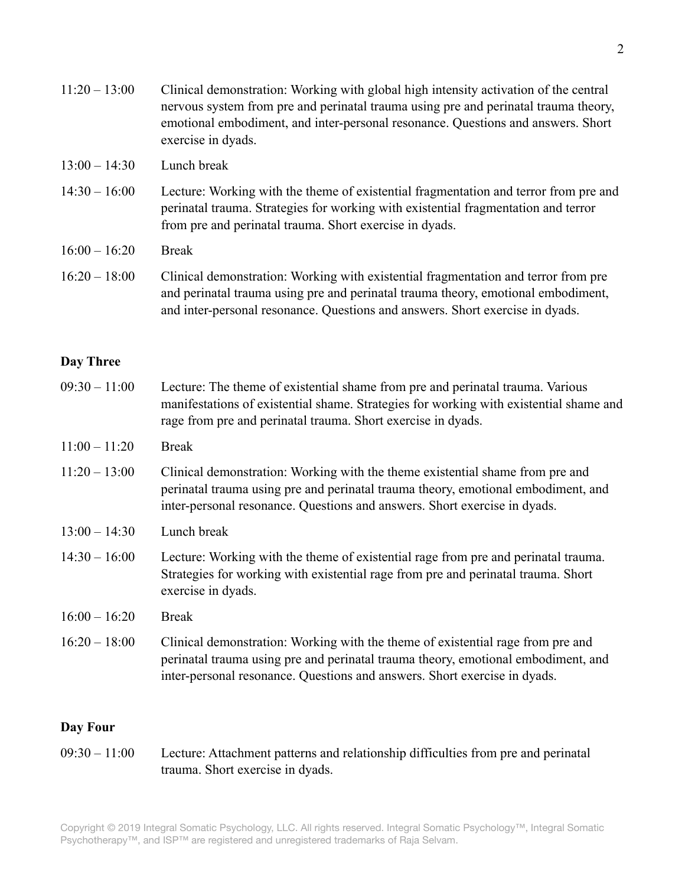| | |
|---|---|
| 11:20 – 13:00 | Clinical demonstration: Working with global high intensity activation of the central nervous system from pre and perinatal trauma using pre and perinatal trauma theory, emotional embodiment, and inter-personal resonance. Questions and answers. Short exercise in dyads. |
| 13:00 – 14:30 | Lunch break |
| 14:30 – 16:00 | Lecture: Working with the theme of existential fragmentation and terror from pre and perinatal trauma. Strategies for working with existential fragmentation and terror from pre and perinatal trauma. Short exercise in dyads. |
| 16:00 – 16:20 | Break |
| 16:20 – 18:00 | Clinical demonstration: Working with existential fragmentation and terror from pre and perinatal trauma using pre and perinatal trauma theory, emotional embodiment, and inter-personal resonance. Questions and answers. Short exercise in dyads. |

**Day Three**

| | |
|---|---|
| 09:30 – 11:00 | Lecture: The theme of existential shame from pre and perinatal trauma. Various manifestations of existential shame. Strategies for working with existential shame and rage from pre and perinatal trauma. Short exercise in dyads. |
| 11:00 – 11:20 | Break |
| 11:20 – 13:00 | Clinical demonstration: Working with the theme existential shame from pre and perinatal trauma using pre and perinatal trauma theory, emotional embodiment, and inter-personal resonance. Questions and answers. Short exercise in dyads. |
| 13:00 – 14:30 | Lunch break |
| 14:30 – 16:00 | Lecture: Working with the theme of existential rage from pre and perinatal trauma. Strategies for working with existential rage from pre and perinatal trauma. Short exercise in dyads. |
| 16:00 – 16:20 | Break |
| 16:20 – 18:00 | Clinical demonstration: Working with the theme of existential rage from pre and perinatal trauma using pre and perinatal trauma theory, emotional embodiment, and inter-personal resonance. Questions and answers. Short exercise in dyads. |

**Day Four**

| | |
|---|---|
| 09:30 – 11:00 | Lecture: Attachment patterns and relationship difficulties from pre and perinatal trauma. Short exercise in dyads. |

Copyright © 2019 Integral Somatic Psychology, LLC. All rights reserved. Integral Somatic Psychology™, Integral Somatic Psychotherapy™, and ISP™ are registered and unregistered trademarks of Raja Selvam.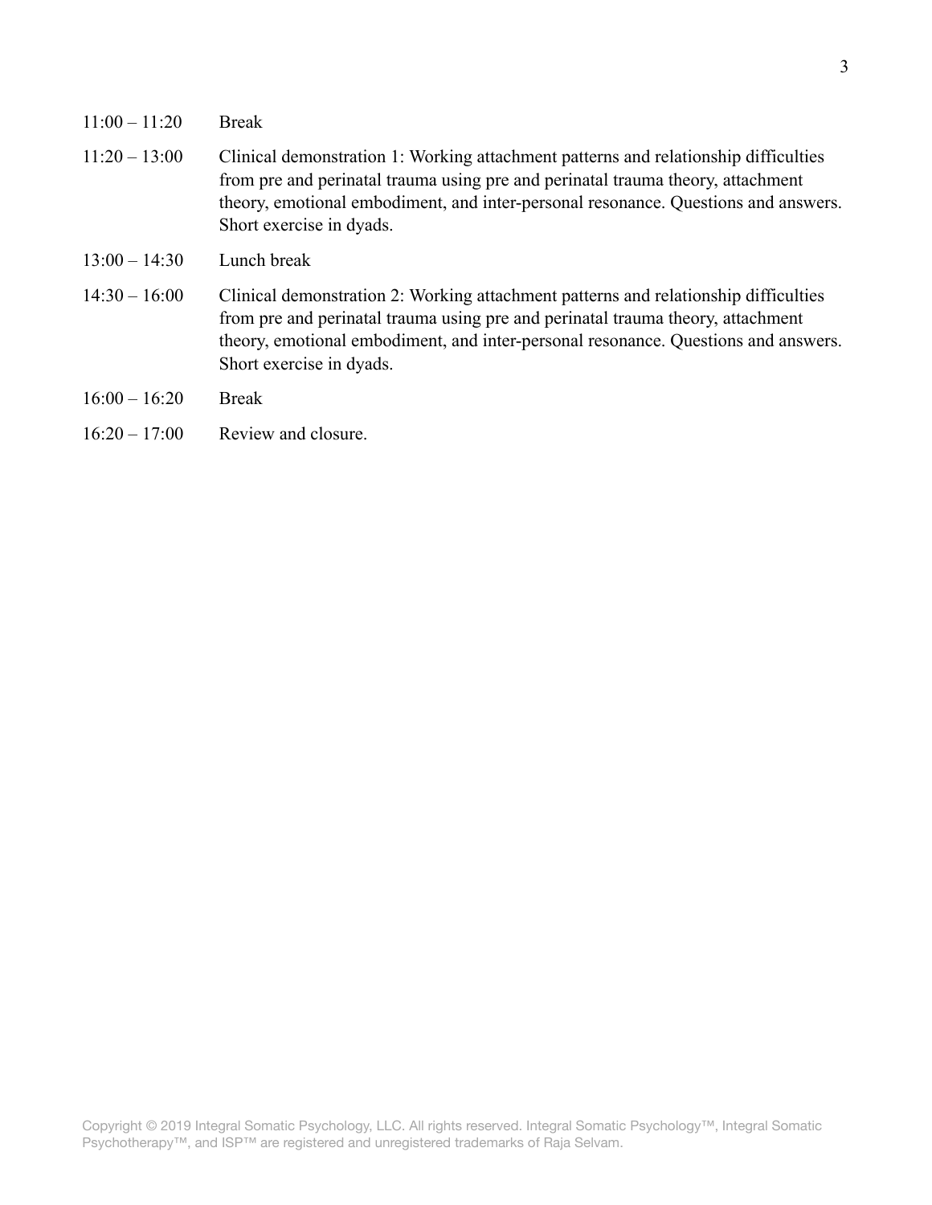| | |
|---|---|
| 11:00 – 11:20 | Break |
| 11:20 – 13:00 | Clinical demonstration 1: Working attachment patterns and relationship difficulties from pre and perinatal trauma using pre and perinatal trauma theory, attachment theory, emotional embodiment, and inter-personal resonance. Questions and answers. Short exercise in dyads. |
| 13:00 – 14:30 | Lunch break |
| 14:30 – 16:00 | Clinical demonstration 2: Working attachment patterns and relationship difficulties from pre and perinatal trauma using pre and perinatal trauma theory, attachment theory, emotional embodiment, and inter-personal resonance. Questions and answers. Short exercise in dyads. |
| 16:00 – 16:20 | Break |
| 16:20 – 17:00 | Review and closure. |

Copyright © 2019 Integral Somatic Psychology, LLC. All rights reserved. Integral Somatic Psychology™, Integral Somatic Psychotherapy™, and ISP™ are registered and unregistered trademarks of Raja Selvam.